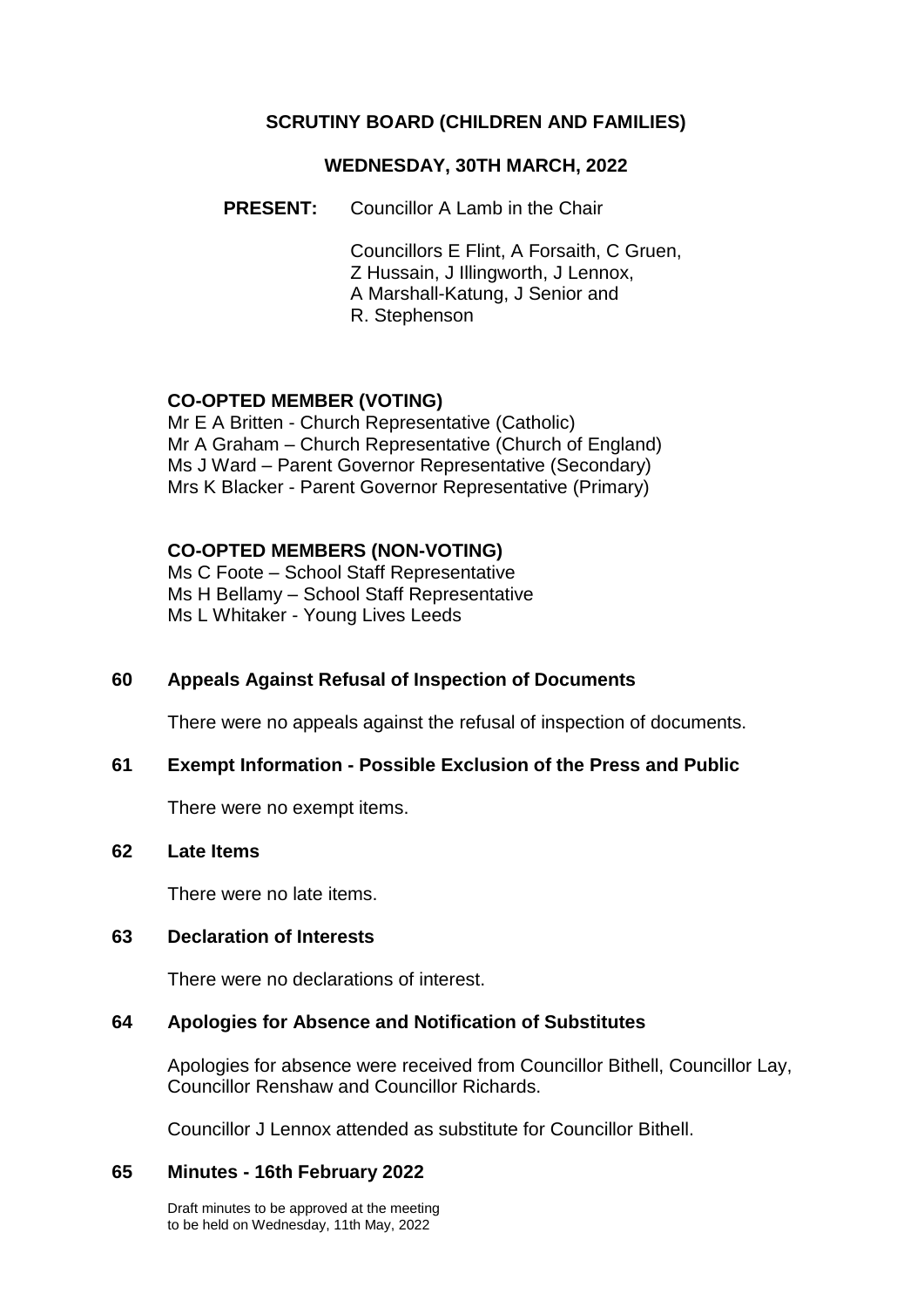# SCRUTINY BOARD (CHILDREN AND FAMILIES)

## WEDNESDAY, 30TH MARCH, 2022

**PRESENT:** Councillor A Lamb in the Chair

Councillors E Flint, A Forsaith, C Gruen, Z Hussain, J Illingworth, J Lennox, A Marshall-Katung, J Senior and R. Stephenson

### CO-OPTED MEMBER (VOTING)

Mr E A Britten - Church Representative (Catholic)
Mr A Graham – Church Representative (Church of England)
Ms J Ward – Parent Governor Representative (Secondary)
Mrs K Blacker - Parent Governor Representative (Primary)

### CO-OPTED MEMBERS (NON-VOTING)

Ms C Foote – School Staff Representative
Ms H Bellamy – School Staff Representative
Ms L Whitaker - Young Lives Leeds

### 60 Appeals Against Refusal of Inspection of Documents

There were no appeals against the refusal of inspection of documents.

### 61 Exempt Information - Possible Exclusion of the Press and Public

There were no exempt items.

### 62 Late Items

There were no late items.

### 63 Declaration of Interests

There were no declarations of interest.

### 64 Apologies for Absence and Notification of Substitutes

Apologies for absence were received from Councillor Bithell, Councillor Lay, Councillor Renshaw and Councillor Richards.

Councillor J Lennox attended as substitute for Councillor Bithell.

### 65 Minutes - 16th February 2022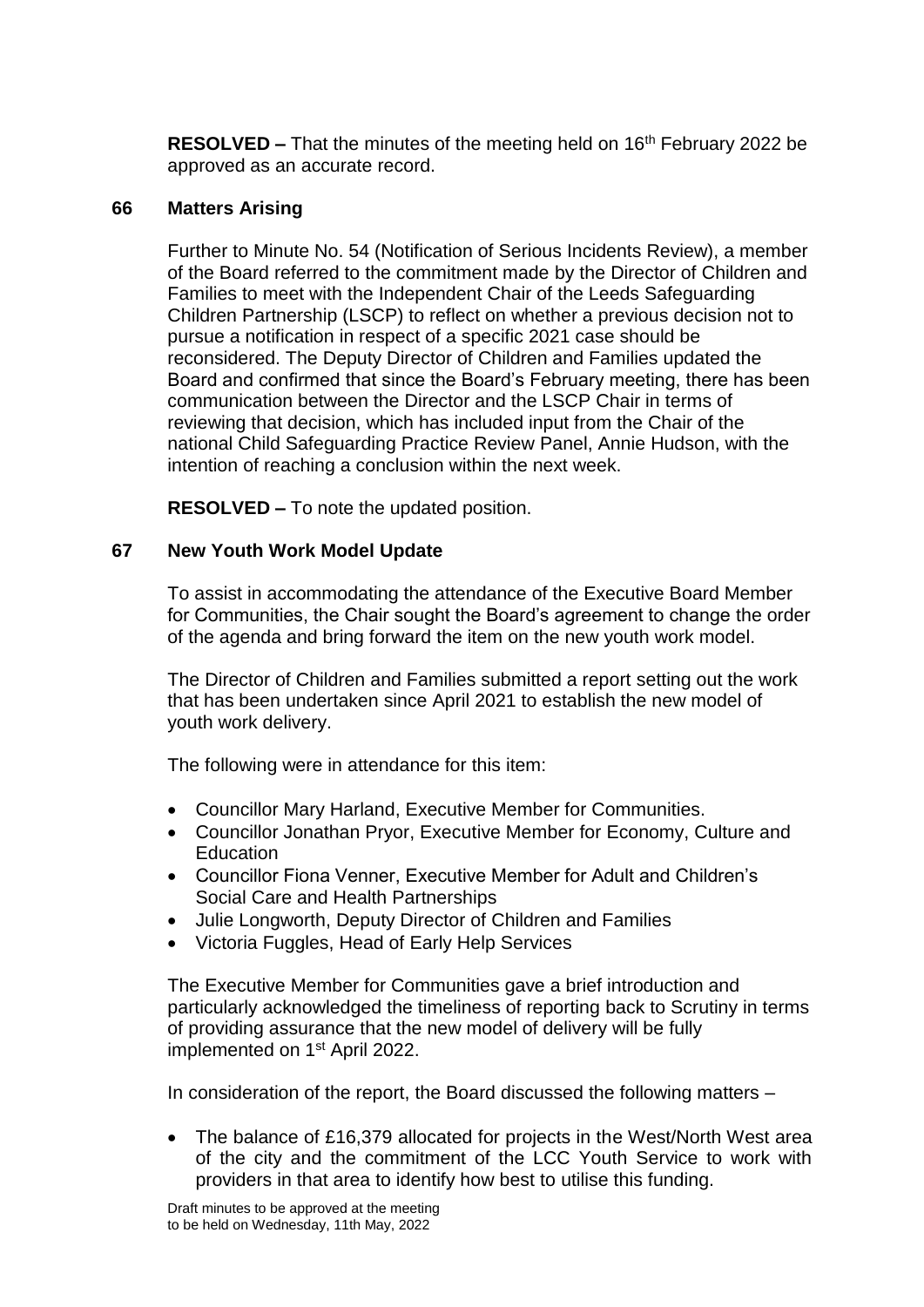**RESOLVED –** That the minutes of the meeting held on 16th February 2022 be approved as an accurate record.

## 66 Matters Arising

Further to Minute No. 54 (Notification of Serious Incidents Review), a member of the Board referred to the commitment made by the Director of Children and Families to meet with the Independent Chair of the Leeds Safeguarding Children Partnership (LSCP) to reflect on whether a previous decision not to pursue a notification in respect of a specific 2021 case should be reconsidered. The Deputy Director of Children and Families updated the Board and confirmed that since the Board's February meeting, there has been communication between the Director and the LSCP Chair in terms of reviewing that decision, which has included input from the Chair of the national Child Safeguarding Practice Review Panel, Annie Hudson, with the intention of reaching a conclusion within the next week.

**RESOLVED –** To note the updated position.

## 67 New Youth Work Model Update

To assist in accommodating the attendance of the Executive Board Member for Communities, the Chair sought the Board's agreement to change the order of the agenda and bring forward the item on the new youth work model.

The Director of Children and Families submitted a report setting out the work that has been undertaken since April 2021 to establish the new model of youth work delivery.

The following were in attendance for this item:

- Councillor Mary Harland, Executive Member for Communities.
- Councillor Jonathan Pryor, Executive Member for Economy, Culture and Education
- Councillor Fiona Venner, Executive Member for Adult and Children's Social Care and Health Partnerships
- Julie Longworth, Deputy Director of Children and Families
- Victoria Fuggles, Head of Early Help Services

The Executive Member for Communities gave a brief introduction and particularly acknowledged the timeliness of reporting back to Scrutiny in terms of providing assurance that the new model of delivery will be fully implemented on 1st April 2022.

In consideration of the report, the Board discussed the following matters –

- The balance of £16,379 allocated for projects in the West/North West area of the city and the commitment of the LCC Youth Service to work with providers in that area to identify how best to utilise this funding.

Draft minutes to be approved at the meeting to be held on Wednesday, 11th May, 2022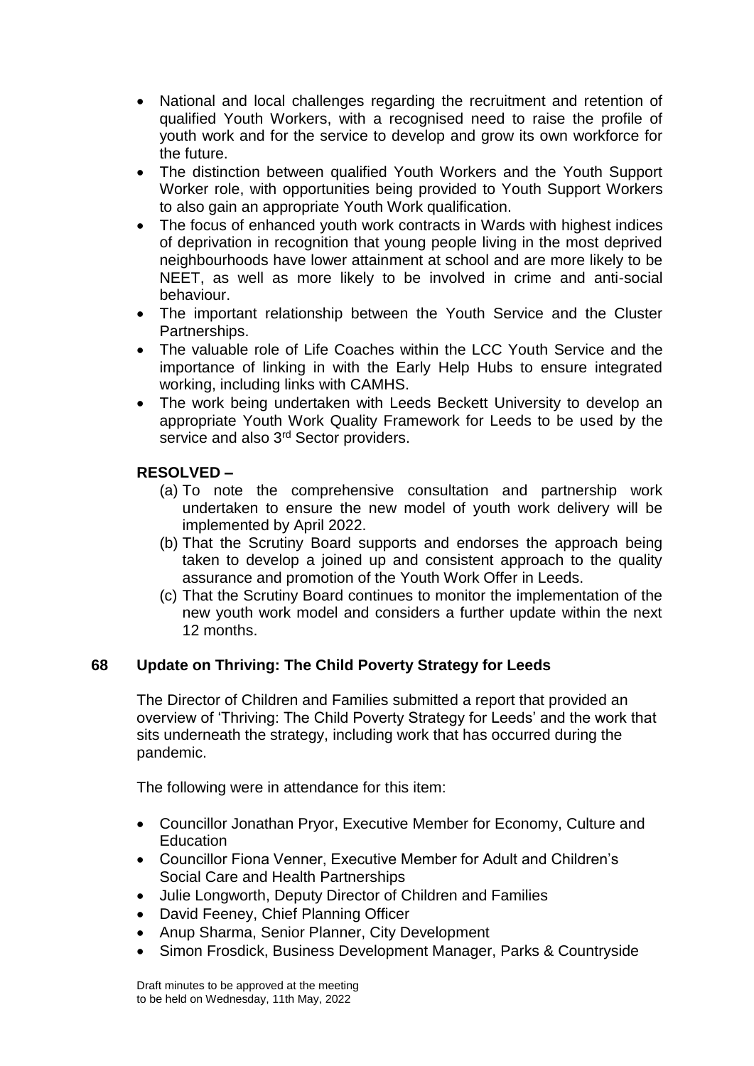- National and local challenges regarding the recruitment and retention of qualified Youth Workers, with a recognised need to raise the profile of youth work and for the service to develop and grow its own workforce for the future.
- The distinction between qualified Youth Workers and the Youth Support Worker role, with opportunities being provided to Youth Support Workers to also gain an appropriate Youth Work qualification.
- The focus of enhanced youth work contracts in Wards with highest indices of deprivation in recognition that young people living in the most deprived neighbourhoods have lower attainment at school and are more likely to be NEET, as well as more likely to be involved in crime and anti-social behaviour.
- The important relationship between the Youth Service and the Cluster Partnerships.
- The valuable role of Life Coaches within the LCC Youth Service and the importance of linking in with the Early Help Hubs to ensure integrated working, including links with CAMHS.
- The work being undertaken with Leeds Beckett University to develop an appropriate Youth Work Quality Framework for Leeds to be used by the service and also 3rd Sector providers.

**RESOLVED –**

(a) To note the comprehensive consultation and partnership work undertaken to ensure the new model of youth work delivery will be implemented by April 2022.

(b) That the Scrutiny Board supports and endorses the approach being taken to develop a joined up and consistent approach to the quality assurance and promotion of the Youth Work Offer in Leeds.

(c) That the Scrutiny Board continues to monitor the implementation of the new youth work model and considers a further update within the next 12 months.

## 68 Update on Thriving: The Child Poverty Strategy for Leeds

The Director of Children and Families submitted a report that provided an overview of 'Thriving: The Child Poverty Strategy for Leeds' and the work that sits underneath the strategy, including work that has occurred during the pandemic.

The following were in attendance for this item:

- Councillor Jonathan Pryor, Executive Member for Economy, Culture and Education
- Councillor Fiona Venner, Executive Member for Adult and Children's Social Care and Health Partnerships
- Julie Longworth, Deputy Director of Children and Families
- David Feeney, Chief Planning Officer
- Anup Sharma, Senior Planner, City Development
- Simon Frosdick, Business Development Manager, Parks & Countryside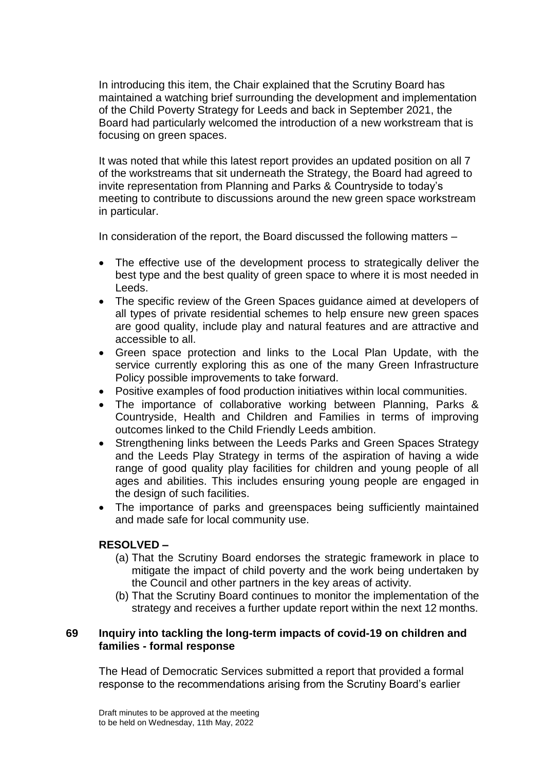In introducing this item, the Chair explained that the Scrutiny Board has maintained a watching brief surrounding the development and implementation of the Child Poverty Strategy for Leeds and back in September 2021, the Board had particularly welcomed the introduction of a new workstream that is focusing on green spaces.

It was noted that while this latest report provides an updated position on all 7 of the workstreams that sit underneath the Strategy, the Board had agreed to invite representation from Planning and Parks & Countryside to today's meeting to contribute to discussions around the new green space workstream in particular.

In consideration of the report, the Board discussed the following matters –

- The effective use of the development process to strategically deliver the best type and the best quality of green space to where it is most needed in Leeds.
- The specific review of the Green Spaces guidance aimed at developers of all types of private residential schemes to help ensure new green spaces are good quality, include play and natural features and are attractive and accessible to all.
- Green space protection and links to the Local Plan Update, with the service currently exploring this as one of the many Green Infrastructure Policy possible improvements to take forward.
- Positive examples of food production initiatives within local communities.
- The importance of collaborative working between Planning, Parks & Countryside, Health and Children and Families in terms of improving outcomes linked to the Child Friendly Leeds ambition.
- Strengthening links between the Leeds Parks and Green Spaces Strategy and the Leeds Play Strategy in terms of the aspiration of having a wide range of good quality play facilities for children and young people of all ages and abilities. This includes ensuring young people are engaged in the design of such facilities.
- The importance of parks and greenspaces being sufficiently maintained and made safe for local community use.

**RESOLVED –**

(a) That the Scrutiny Board endorses the strategic framework in place to mitigate the impact of child poverty and the work being undertaken by the Council and other partners in the key areas of activity.
(b) That the Scrutiny Board continues to monitor the implementation of the strategy and receives a further update report within the next 12 months.

### 69 Inquiry into tackling the long-term impacts of covid-19 on children and families - formal response

The Head of Democratic Services submitted a report that provided a formal response to the recommendations arising from the Scrutiny Board's earlier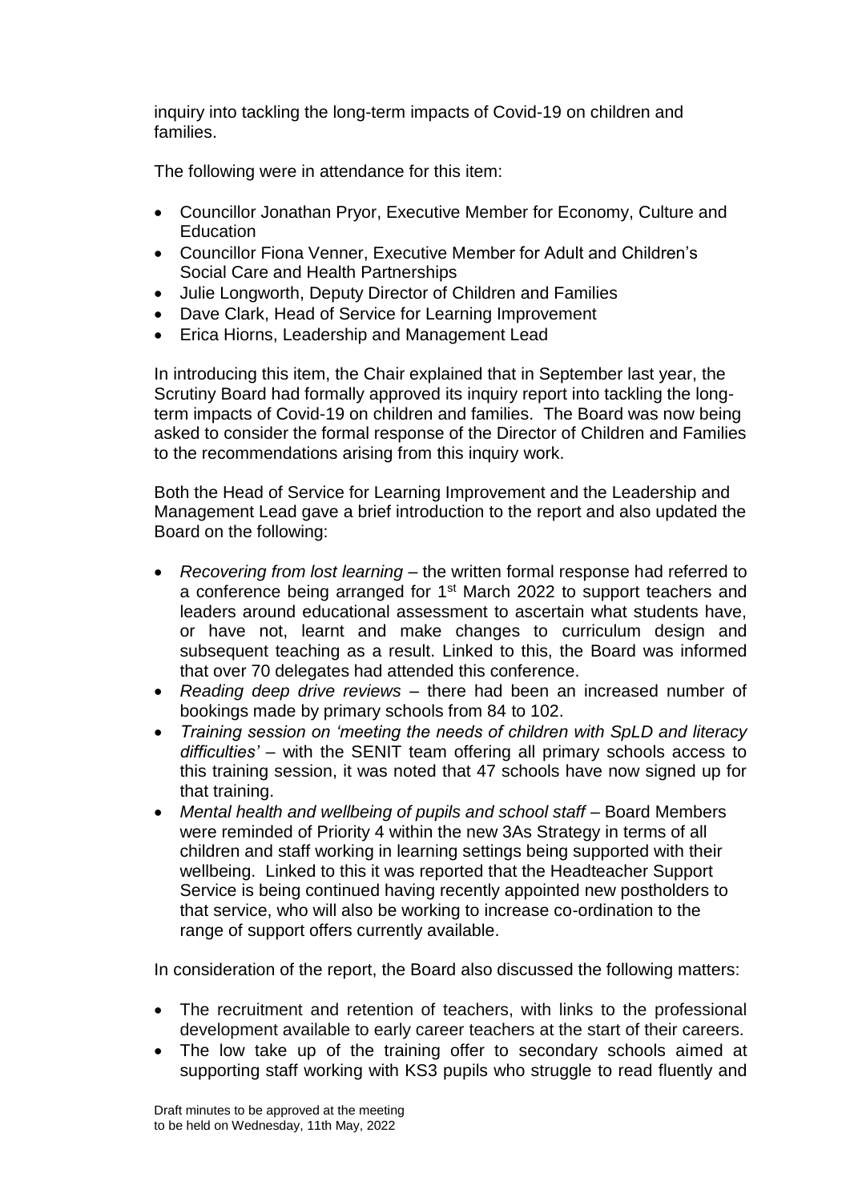inquiry into tackling the long-term impacts of Covid-19 on children and families.

The following were in attendance for this item:

- Councillor Jonathan Pryor, Executive Member for Economy, Culture and Education
- Councillor Fiona Venner, Executive Member for Adult and Children's Social Care and Health Partnerships
- Julie Longworth, Deputy Director of Children and Families
- Dave Clark, Head of Service for Learning Improvement
- Erica Hiorns, Leadership and Management Lead

In introducing this item, the Chair explained that in September last year, the Scrutiny Board had formally approved its inquiry report into tackling the long-term impacts of Covid-19 on children and families. The Board was now being asked to consider the formal response of the Director of Children and Families to the recommendations arising from this inquiry work.

Both the Head of Service for Learning Improvement and the Leadership and Management Lead gave a brief introduction to the report and also updated the Board on the following:

- *Recovering from lost learning* – the written formal response had referred to a conference being arranged for 1st March 2022 to support teachers and leaders around educational assessment to ascertain what students have, or have not, learnt and make changes to curriculum design and subsequent teaching as a result. Linked to this, the Board was informed that over 70 delegates had attended this conference.
- *Reading deep drive reviews* – there had been an increased number of bookings made by primary schools from 84 to 102.
- *Training session on 'meeting the needs of children with SpLD and literacy difficulties'* – with the SENIT team offering all primary schools access to this training session, it was noted that 47 schools have now signed up for that training.
- *Mental health and wellbeing of pupils and school staff* – Board Members were reminded of Priority 4 within the new 3As Strategy in terms of all children and staff working in learning settings being supported with their wellbeing. Linked to this it was reported that the Headteacher Support Service is being continued having recently appointed new postholders to that service, who will also be working to increase co-ordination to the range of support offers currently available.

In consideration of the report, the Board also discussed the following matters:

- The recruitment and retention of teachers, with links to the professional development available to early career teachers at the start of their careers.
- The low take up of the training offer to secondary schools aimed at supporting staff working with KS3 pupils who struggle to read fluently and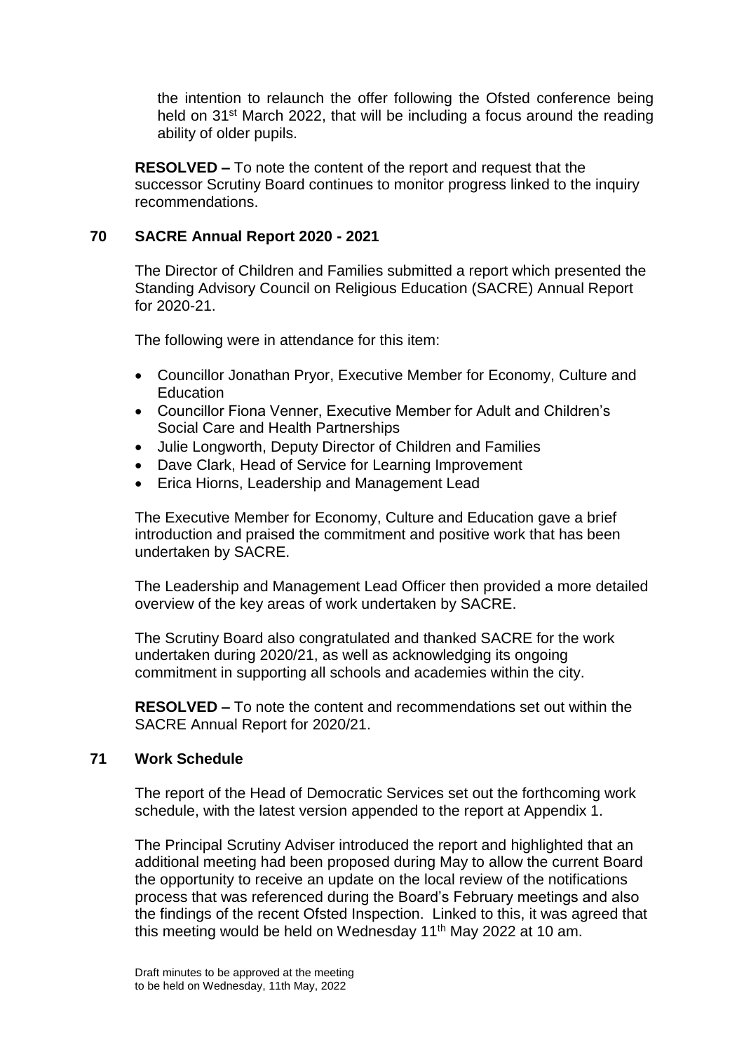the intention to relaunch the offer following the Ofsted conference being held on 31st March 2022, that will be including a focus around the reading ability of older pupils.

**RESOLVED –** To note the content of the report and request that the successor Scrutiny Board continues to monitor progress linked to the inquiry recommendations.

## 70 SACRE Annual Report 2020 - 2021

The Director of Children and Families submitted a report which presented the Standing Advisory Council on Religious Education (SACRE) Annual Report for 2020-21.

The following were in attendance for this item:

- Councillor Jonathan Pryor, Executive Member for Economy, Culture and Education
- Councillor Fiona Venner, Executive Member for Adult and Children's Social Care and Health Partnerships
- Julie Longworth, Deputy Director of Children and Families
- Dave Clark, Head of Service for Learning Improvement
- Erica Hiorns, Leadership and Management Lead

The Executive Member for Economy, Culture and Education gave a brief introduction and praised the commitment and positive work that has been undertaken by SACRE.

The Leadership and Management Lead Officer then provided a more detailed overview of the key areas of work undertaken by SACRE.

The Scrutiny Board also congratulated and thanked SACRE for the work undertaken during 2020/21, as well as acknowledging its ongoing commitment in supporting all schools and academies within the city.

**RESOLVED –** To note the content and recommendations set out within the SACRE Annual Report for 2020/21.

## 71 Work Schedule

The report of the Head of Democratic Services set out the forthcoming work schedule, with the latest version appended to the report at Appendix 1.

The Principal Scrutiny Adviser introduced the report and highlighted that an additional meeting had been proposed during May to allow the current Board the opportunity to receive an update on the local review of the notifications process that was referenced during the Board's February meetings and also the findings of the recent Ofsted Inspection. Linked to this, it was agreed that this meeting would be held on Wednesday 11th May 2022 at 10 am.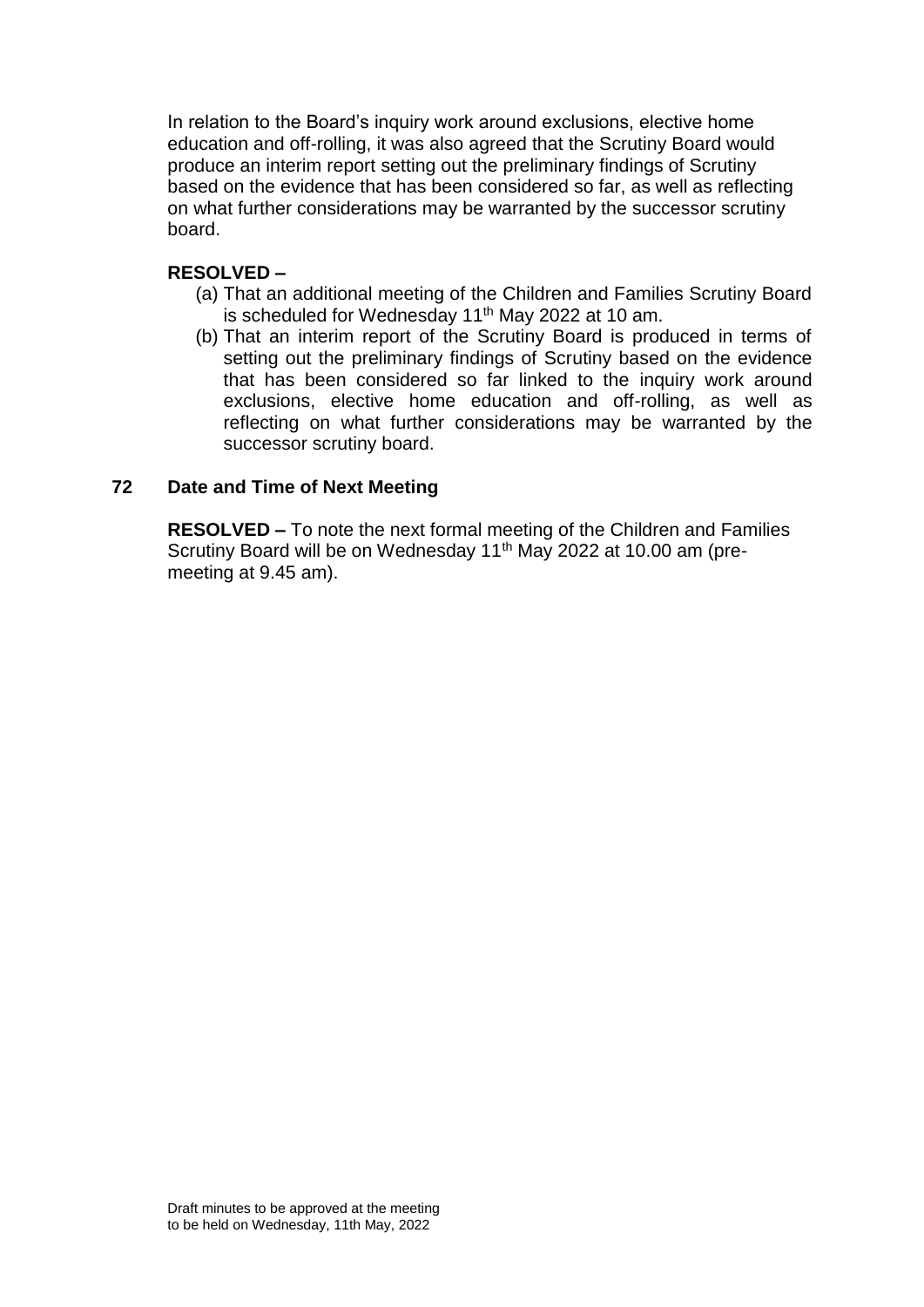In relation to the Board's inquiry work around exclusions, elective home education and off-rolling, it was also agreed that the Scrutiny Board would produce an interim report setting out the preliminary findings of Scrutiny based on the evidence that has been considered so far, as well as reflecting on what further considerations may be warranted by the successor scrutiny board.

**RESOLVED –**

(a) That an additional meeting of the Children and Families Scrutiny Board is scheduled for Wednesday 11th May 2022 at 10 am.

(b) That an interim report of the Scrutiny Board is produced in terms of setting out the preliminary findings of Scrutiny based on the evidence that has been considered so far linked to the inquiry work around exclusions, elective home education and off-rolling, as well as reflecting on what further considerations may be warranted by the successor scrutiny board.

## 72 Date and Time of Next Meeting

**RESOLVED –** To note the next formal meeting of the Children and Families Scrutiny Board will be on Wednesday 11th May 2022 at 10.00 am (pre-meeting at 9.45 am).